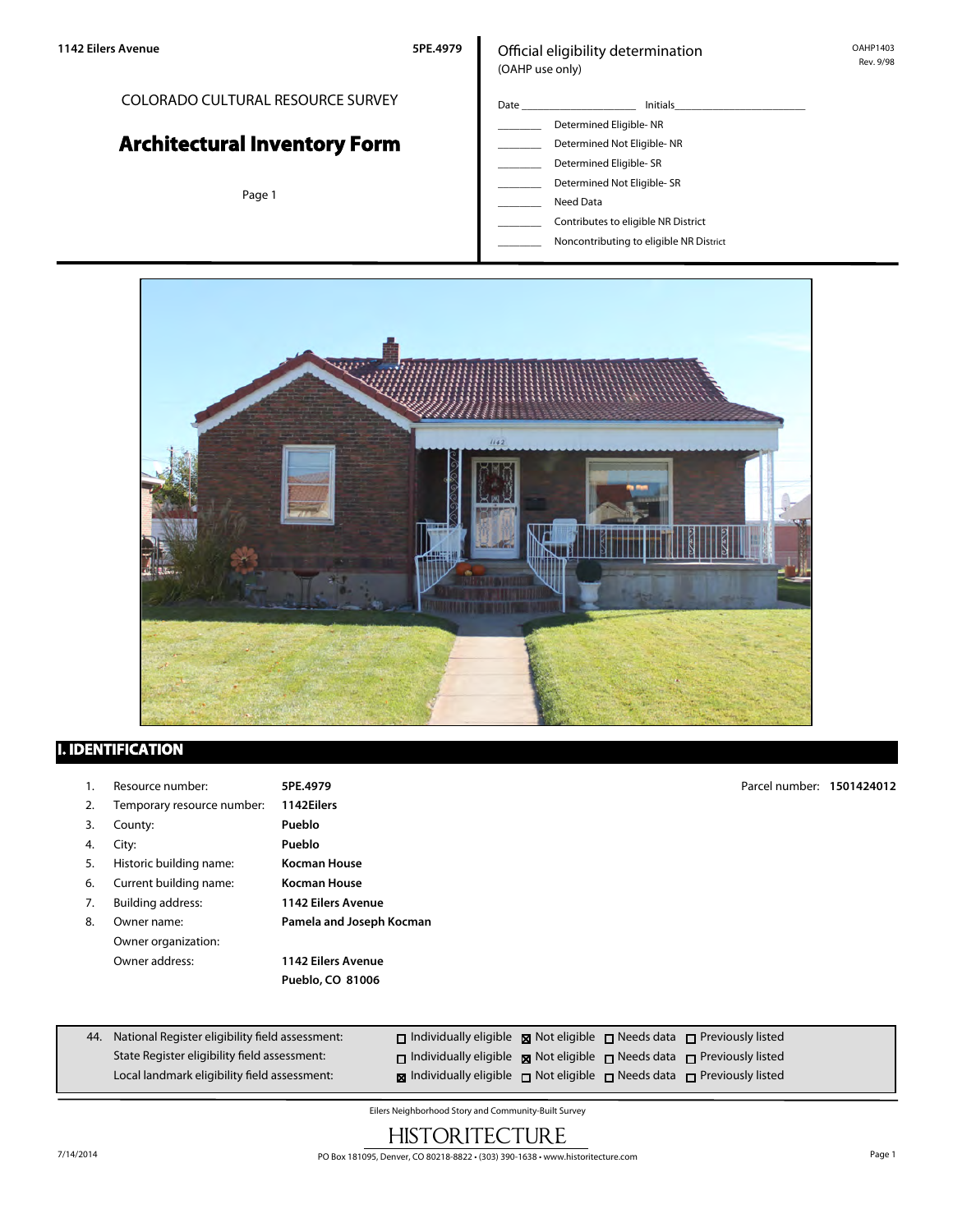1142 Eilers Avenue 5PE.4979

COLORADO CULTURAL RESOURCE SURVEY

# Architectural Inventory Form

Official eligibility determination
(OAHP use only)

OAHP1403
Rev. 9/98

Date ____________________ Initials______________________

________ Determined Eligible- NR
________ Determined Not Eligible- NR
________ Determined Eligible- SR
________ Determined Not Eligible- SR
________ Need Data
________ Contributes to eligible NR District
________ Noncontributing to eligible NR District

## I. IDENTIFICATION

Parcel number: **1501424012**

1. Resource number: **5PE.4979**
2. Temporary resource number: **1142Eilers**
3. County: **Pueblo**
4. City: **Pueblo**
5. Historic building name: **Kocman House**
6. Current building name: **Kocman House**
7. Building address: **1142 Eilers Avenue**
8. Owner name: **Pamela and Joseph Kocman**
   Owner organization:
   Owner address: **1142 Eilers Avenue**
   **Pueblo, CO 81006**

| 44. | | Individually eligible | Not eligible | Needs data | Previously listed |
|---|---|---|---|---|---|
| | National Register eligibility field assessment: | ☐ | ☒ | ☐ | ☐ |
| | State Register eligibility field assessment: | ☐ | ☒ | ☐ | ☐ |
| | Local landmark eligibility field assessment: | ☒ | ☐ | ☐ | ☐ |

Eilers Neighborhood Story and Community-Built Survey

HISTORITECTURE

7/14/2014 PO Box 181095, Denver, CO 80218-8822 • (303) 390-1638 • www.historitecture.com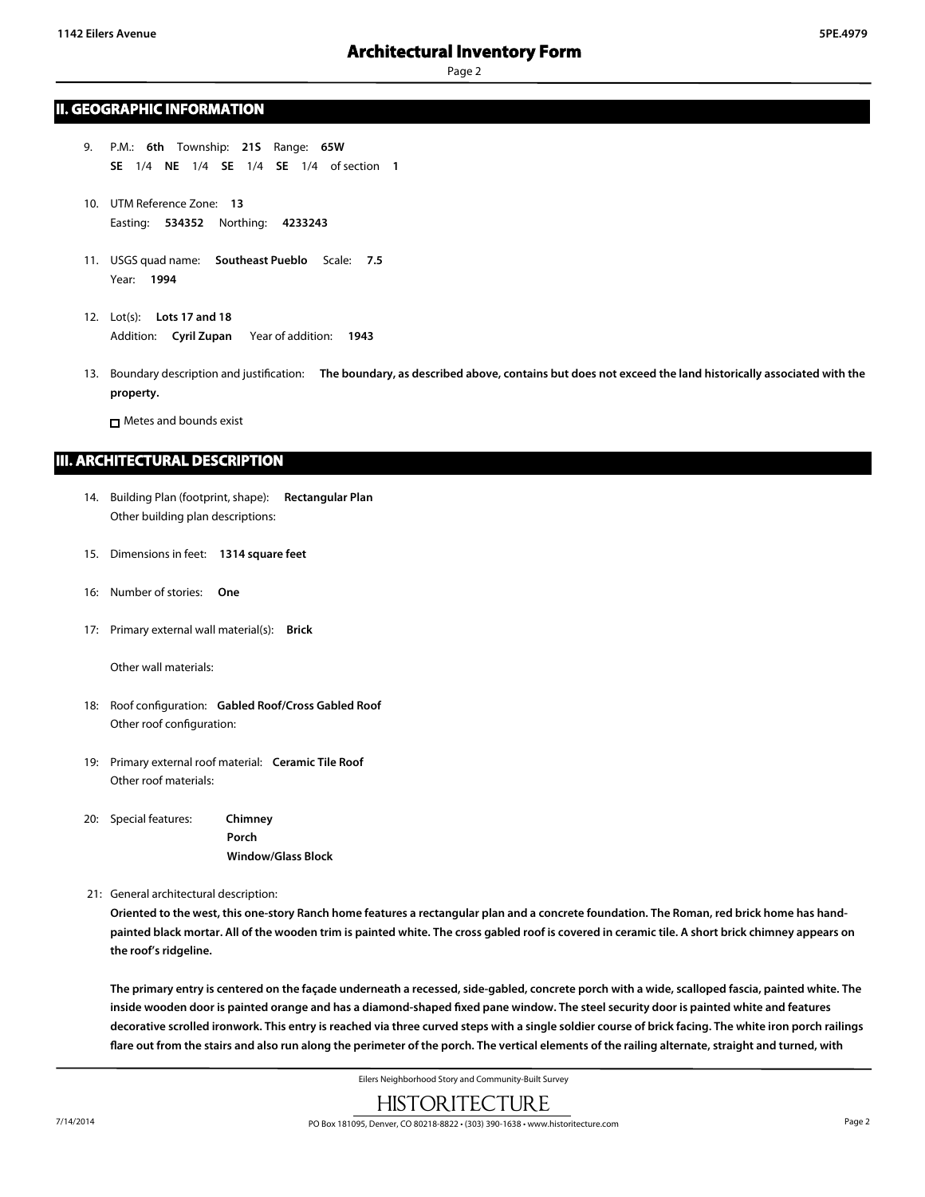## II. GEOGRAPHIC INFORMATION

9. P.M.: **6th** Township: **21S** Range: **65W**
   **SE** 1/4 **NE** 1/4 **SE** 1/4 **SE** 1/4 of section **1**

10. UTM Reference Zone: **13**
    Easting: **534352** Northing: **4233243**

11. USGS quad name: **Southeast Pueblo** Scale: **7.5**
    Year: **1994**

12. Lot(s): **Lots 17 and 18**
    Addition: **Cyril Zupan** Year of addition: **1943**

13. Boundary description and justification: **The boundary, as described above, contains but does not exceed the land historically associated with the property.**

    ☐ Metes and bounds exist

## III. ARCHITECTURAL DESCRIPTION

14. Building Plan (footprint, shape): **Rectangular Plan**
    Other building plan descriptions:

15. Dimensions in feet: **1314 square feet**

16: Number of stories: **One**

17: Primary external wall material(s): **Brick**

    Other wall materials:

18: Roof configuration: **Gabled Roof/Cross Gabled Roof**
    Other roof configuration:

19: Primary external roof material: **Ceramic Tile Roof**
    Other roof materials:

20: Special features: **Chimney**
    **Porch**
    **Window/Glass Block**

21: General architectural description:

**Oriented to the west, this one-story Ranch home features a rectangular plan and a concrete foundation. The Roman, red brick home has hand-painted black mortar. All of the wooden trim is painted white. The cross gabled roof is covered in ceramic tile. A short brick chimney appears on the roof's ridgeline.**

**The primary entry is centered on the façade underneath a recessed, side-gabled, concrete porch with a wide, scalloped fascia, painted white. The inside wooden door is painted orange and has a diamond-shaped fixed pane window. The steel security door is painted white and features decorative scrolled ironwork. This entry is reached via three curved steps with a single soldier course of brick facing. The white iron porch railings flare out from the stairs and also run along the perimeter of the porch. The vertical elements of the railing alternate, straight and turned, with**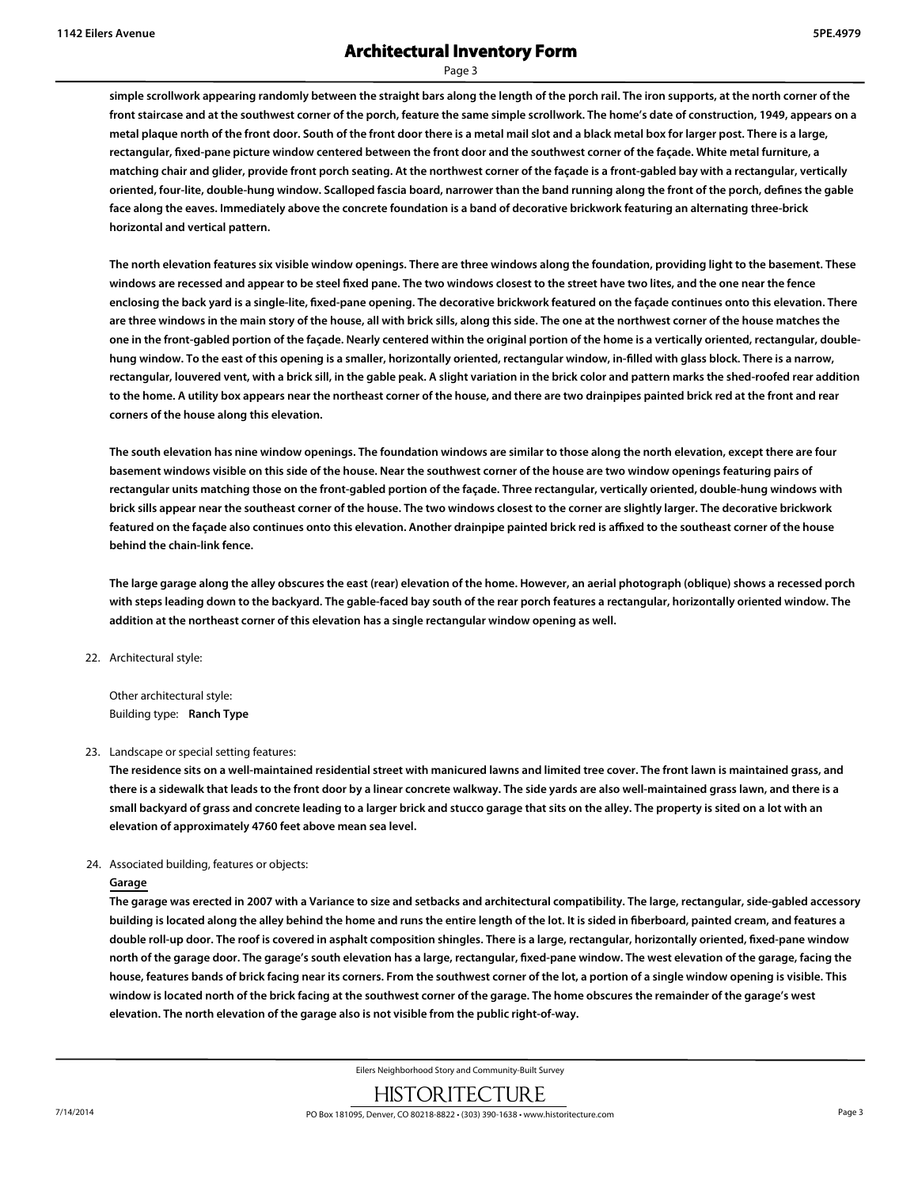**simple scrollwork appearing randomly between the straight bars along the length of the porch rail. The iron supports, at the north corner of the front staircase and at the southwest corner of the porch, feature the same simple scrollwork. The home's date of construction, 1949, appears on a metal plaque north of the front door. South of the front door there is a metal mail slot and a black metal box for larger post. There is a large, rectangular, fixed-pane picture window centered between the front door and the southwest corner of the façade. White metal furniture, a matching chair and glider, provide front porch seating. At the northwest corner of the façade is a front-gabled bay with a rectangular, vertically oriented, four-lite, double-hung window. Scalloped fascia board, narrower than the band running along the front of the porch, defines the gable face along the eaves. Immediately above the concrete foundation is a band of decorative brickwork featuring an alternating three-brick horizontal and vertical pattern.**

**The north elevation features six visible window openings. There are three windows along the foundation, providing light to the basement. These windows are recessed and appear to be steel fixed pane. The two windows closest to the street have two lites, and the one near the fence enclosing the back yard is a single-lite, fixed-pane opening. The decorative brickwork featured on the façade continues onto this elevation. There are three windows in the main story of the house, all with brick sills, along this side. The one at the northwest corner of the house matches the one in the front-gabled portion of the façade. Nearly centered within the original portion of the home is a vertically oriented, rectangular, double-hung window. To the east of this opening is a smaller, horizontally oriented, rectangular window, in-filled with glass block. There is a narrow, rectangular, louvered vent, with a brick sill, in the gable peak. A slight variation in the brick color and pattern marks the shed-roofed rear addition to the home. A utility box appears near the northeast corner of the house, and there are two drainpipes painted brick red at the front and rear corners of the house along this elevation.**

**The south elevation has nine window openings. The foundation windows are similar to those along the north elevation, except there are four basement windows visible on this side of the house. Near the southwest corner of the house are two window openings featuring pairs of rectangular units matching those on the front-gabled portion of the façade. Three rectangular, vertically oriented, double-hung windows with brick sills appear near the southeast corner of the house. The two windows closest to the corner are slightly larger. The decorative brickwork featured on the façade also continues onto this elevation. Another drainpipe painted brick red is affixed to the southeast corner of the house behind the chain-link fence.**

**The large garage along the alley obscures the east (rear) elevation of the home. However, an aerial photograph (oblique) shows a recessed porch with steps leading down to the backyard. The gable-faced bay south of the rear porch features a rectangular, horizontally oriented window. The addition at the northeast corner of this elevation has a single rectangular window opening as well.**

22. Architectural style:

    Other architectural style:
    Building type: **Ranch Type**

23. Landscape or special setting features:

    **The residence sits on a well-maintained residential street with manicured lawns and limited tree cover. The front lawn is maintained grass, and there is a sidewalk that leads to the front door by a linear concrete walkway. The side yards are also well-maintained grass lawn, and there is a small backyard of grass and concrete leading to a larger brick and stucco garage that sits on the alley. The property is sited on a lot with an elevation of approximately 4760 feet above mean sea level.**

24. Associated building, features or objects:

    **Garage**

    **The garage was erected in 2007 with a Variance to size and setbacks and architectural compatibility. The large, rectangular, side-gabled accessory building is located along the alley behind the home and runs the entire length of the lot. It is sided in fiberboard, painted cream, and features a double roll-up door. The roof is covered in asphalt composition shingles. There is a large, rectangular, horizontally oriented, fixed-pane window north of the garage door. The garage's south elevation has a large, rectangular, fixed-pane window. The west elevation of the garage, facing the house, features bands of brick facing near its corners. From the southwest corner of the lot, a portion of a single window opening is visible. This window is located north of the brick facing at the southwest corner of the garage. The home obscures the remainder of the garage's west elevation. The north elevation of the garage also is not visible from the public right-of-way.**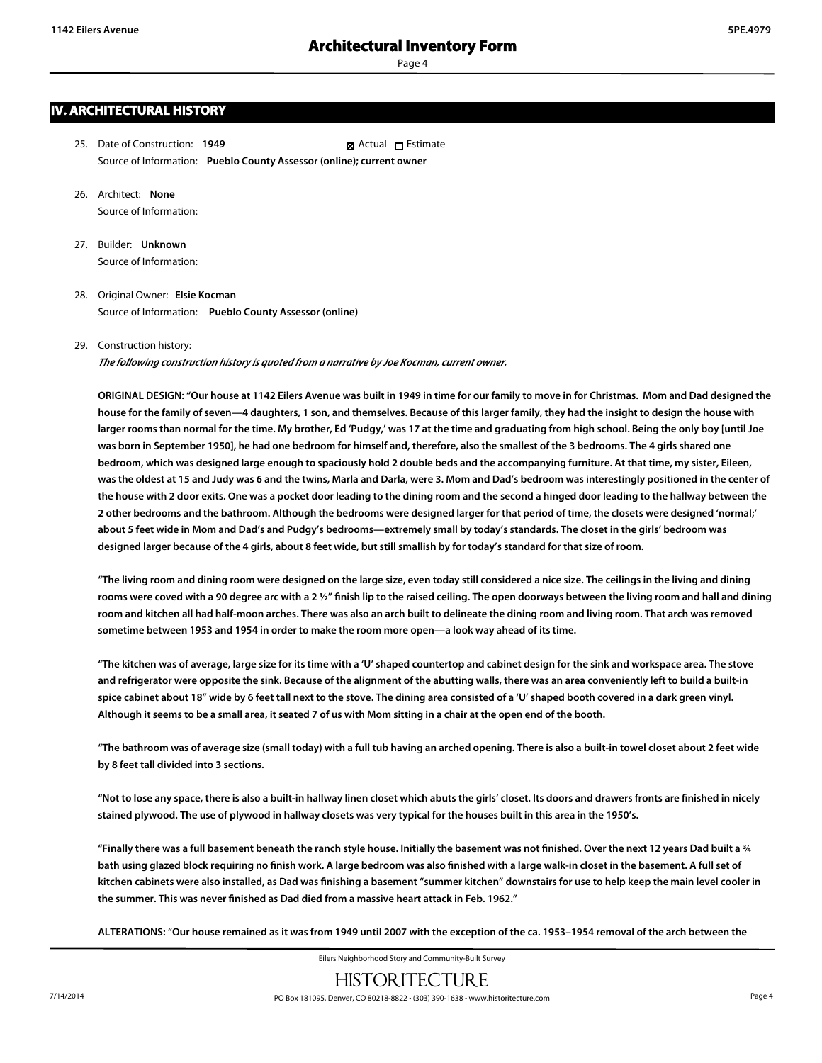## IV. ARCHITECTURAL HISTORY

25. Date of Construction: **1949** ☒ Actual ☐ Estimate
 Source of Information: **Pueblo County Assessor (online); current owner**

26. Architect: **None**
 Source of Information:

27. Builder: **Unknown**
 Source of Information:

28. Original Owner: **Elsie Kocman**
 Source of Information: **Pueblo County Assessor (online)**

29. Construction history:
 *The following construction history is quoted from a narrative by Joe Kocman, current owner.*

 **ORIGINAL DESIGN: "Our house at 1142 Eilers Avenue was built in 1949 in time for our family to move in for Christmas. Mom and Dad designed the house for the family of seven—4 daughters, 1 son, and themselves. Because of this larger family, they had the insight to design the house with larger rooms than normal for the time. My brother, Ed 'Pudgy,' was 17 at the time and graduating from high school. Being the only boy [until Joe was born in September 1950], he had one bedroom for himself and, therefore, also the smallest of the 3 bedrooms. The 4 girls shared one bedroom, which was designed large enough to spaciously hold 2 double beds and the accompanying furniture. At that time, my sister, Eileen, was the oldest at 15 and Judy was 6 and the twins, Marla and Darla, were 3. Mom and Dad's bedroom was interestingly positioned in the center of the house with 2 door exits. One was a pocket door leading to the dining room and the second a hinged door leading to the hallway between the 2 other bedrooms and the bathroom. Although the bedrooms were designed larger for that period of time, the closets were designed 'normal;' about 5 feet wide in Mom and Dad's and Pudgy's bedrooms—extremely small by today's standards. The closet in the girls' bedroom was designed larger because of the 4 girls, about 8 feet wide, but still smallish by for today's standard for that size of room.**

 **"The living room and dining room were designed on the large size, even today still considered a nice size. The ceilings in the living and dining rooms were coved with a 90 degree arc with a 2 ½" finish lip to the raised ceiling. The open doorways between the living room and hall and dining room and kitchen all had half-moon arches. There was also an arch built to delineate the dining room and living room. That arch was removed sometime between 1953 and 1954 in order to make the room more open—a look way ahead of its time.**

 **"The kitchen was of average, large size for its time with a 'U' shaped countertop and cabinet design for the sink and workspace area. The stove and refrigerator were opposite the sink. Because of the alignment of the abutting walls, there was an area conveniently left to build a built-in spice cabinet about 18" wide by 6 feet tall next to the stove. The dining area consisted of a 'U' shaped booth covered in a dark green vinyl. Although it seems to be a small area, it seated 7 of us with Mom sitting in a chair at the open end of the booth.**

 **"The bathroom was of average size (small today) with a full tub having an arched opening. There is also a built-in towel closet about 2 feet wide by 8 feet tall divided into 3 sections.**

 **"Not to lose any space, there is also a built-in hallway linen closet which abuts the girls' closet. Its doors and drawers fronts are finished in nicely stained plywood. The use of plywood in hallway closets was very typical for the houses built in this area in the 1950's.**

 **"Finally there was a full basement beneath the ranch style house. Initially the basement was not finished. Over the next 12 years Dad built a ¾ bath using glazed block requiring no finish work. A large bedroom was also finished with a large walk-in closet in the basement. A full set of kitchen cabinets were also installed, as Dad was finishing a basement "summer kitchen" downstairs for use to help keep the main level cooler in the summer. This was never finished as Dad died from a massive heart attack in Feb. 1962."**

 **ALTERATIONS: "Our house remained as it was from 1949 until 2007 with the exception of the ca. 1953–1954 removal of the arch between the**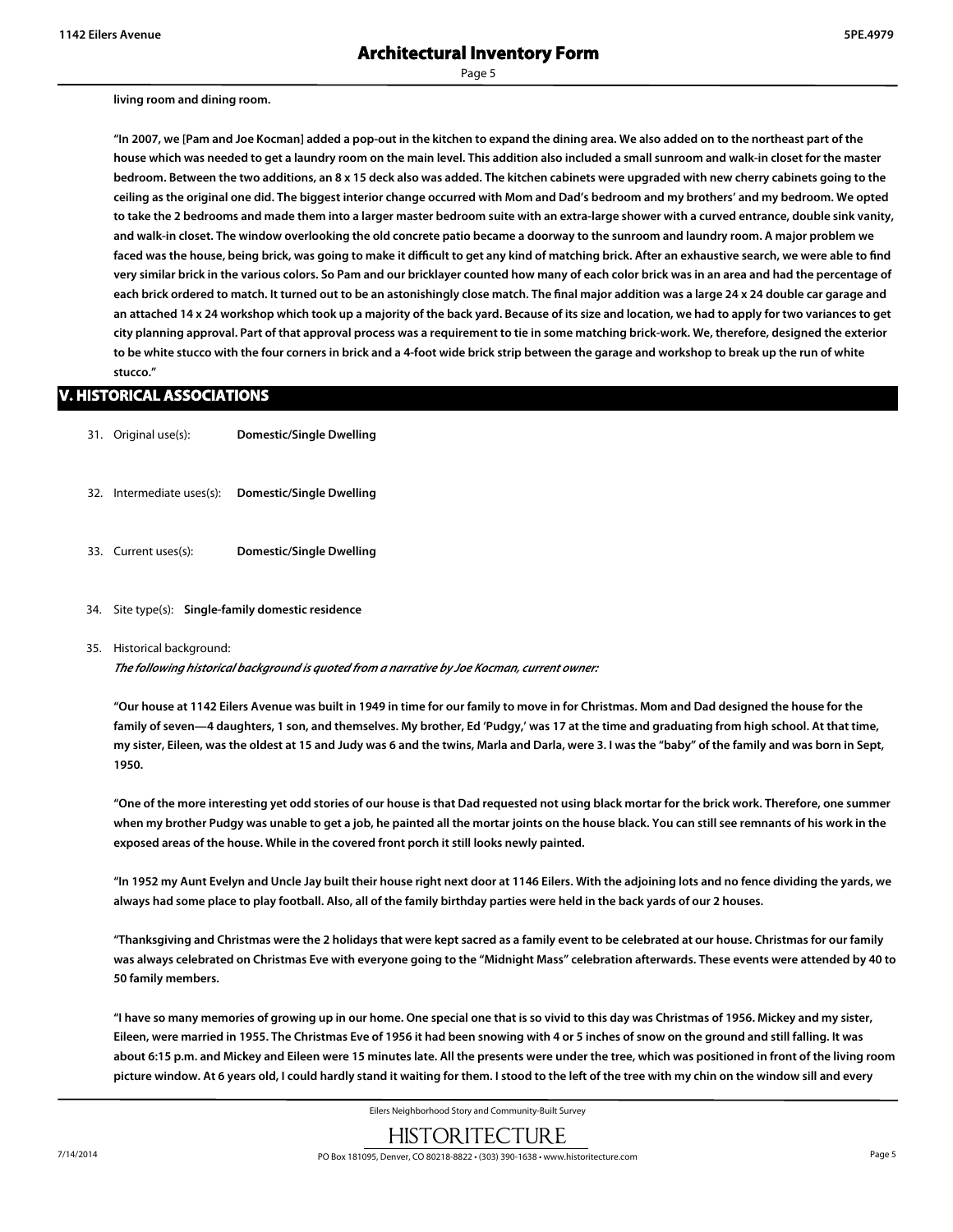**living room and dining room.**

**"In 2007, we [Pam and Joe Kocman] added a pop-out in the kitchen to expand the dining area. We also added on to the northeast part of the house which was needed to get a laundry room on the main level. This addition also included a small sunroom and walk-in closet for the master bedroom. Between the two additions, an 8 x 15 deck also was added. The kitchen cabinets were upgraded with new cherry cabinets going to the ceiling as the original one did. The biggest interior change occurred with Mom and Dad's bedroom and my brothers' and my bedroom. We opted to take the 2 bedrooms and made them into a larger master bedroom suite with an extra-large shower with a curved entrance, double sink vanity, and walk-in closet. The window overlooking the old concrete patio became a doorway to the sunroom and laundry room. A major problem we faced was the house, being brick, was going to make it difficult to get any kind of matching brick. After an exhaustive search, we were able to find very similar brick in the various colors. So Pam and our bricklayer counted how many of each color brick was in an area and had the percentage of each brick ordered to match. It turned out to be an astonishingly close match. The final major addition was a large 24 x 24 double car garage and an attached 14 x 24 workshop which took up a majority of the back yard. Because of its size and location, we had to apply for two variances to get city planning approval. Part of that approval process was a requirement to tie in some matching brick-work. We, therefore, designed the exterior to be white stucco with the four corners in brick and a 4-foot wide brick strip between the garage and workshop to break up the run of white stucco."**

## V. HISTORICAL ASSOCIATIONS

31. Original use(s): **Domestic/Single Dwelling**

32. Intermediate uses(s): **Domestic/Single Dwelling**

33. Current uses(s): **Domestic/Single Dwelling**

34. Site type(s): **Single-family domestic residence**

35. Historical background:

*The following historical background is quoted from a narrative by Joe Kocman, current owner:*

**"Our house at 1142 Eilers Avenue was built in 1949 in time for our family to move in for Christmas. Mom and Dad designed the house for the family of seven—4 daughters, 1 son, and themselves. My brother, Ed 'Pudgy,' was 17 at the time and graduating from high school. At that time, my sister, Eileen, was the oldest at 15 and Judy was 6 and the twins, Marla and Darla, were 3. I was the "baby" of the family and was born in Sept, 1950.**

**"One of the more interesting yet odd stories of our house is that Dad requested not using black mortar for the brick work. Therefore, one summer when my brother Pudgy was unable to get a job, he painted all the mortar joints on the house black. You can still see remnants of his work in the exposed areas of the house. While in the covered front porch it still looks newly painted.**

**"In 1952 my Aunt Evelyn and Uncle Jay built their house right next door at 1146 Eilers. With the adjoining lots and no fence dividing the yards, we always had some place to play football. Also, all of the family birthday parties were held in the back yards of our 2 houses.**

**"Thanksgiving and Christmas were the 2 holidays that were kept sacred as a family event to be celebrated at our house. Christmas for our family was always celebrated on Christmas Eve with everyone going to the "Midnight Mass" celebration afterwards. These events were attended by 40 to 50 family members.**

**"I have so many memories of growing up in our home. One special one that is so vivid to this day was Christmas of 1956. Mickey and my sister, Eileen, were married in 1955. The Christmas Eve of 1956 it had been snowing with 4 or 5 inches of snow on the ground and still falling. It was about 6:15 p.m. and Mickey and Eileen were 15 minutes late. All the presents were under the tree, which was positioned in front of the living room picture window. At 6 years old, I could hardly stand it waiting for them. I stood to the left of the tree with my chin on the window sill and every**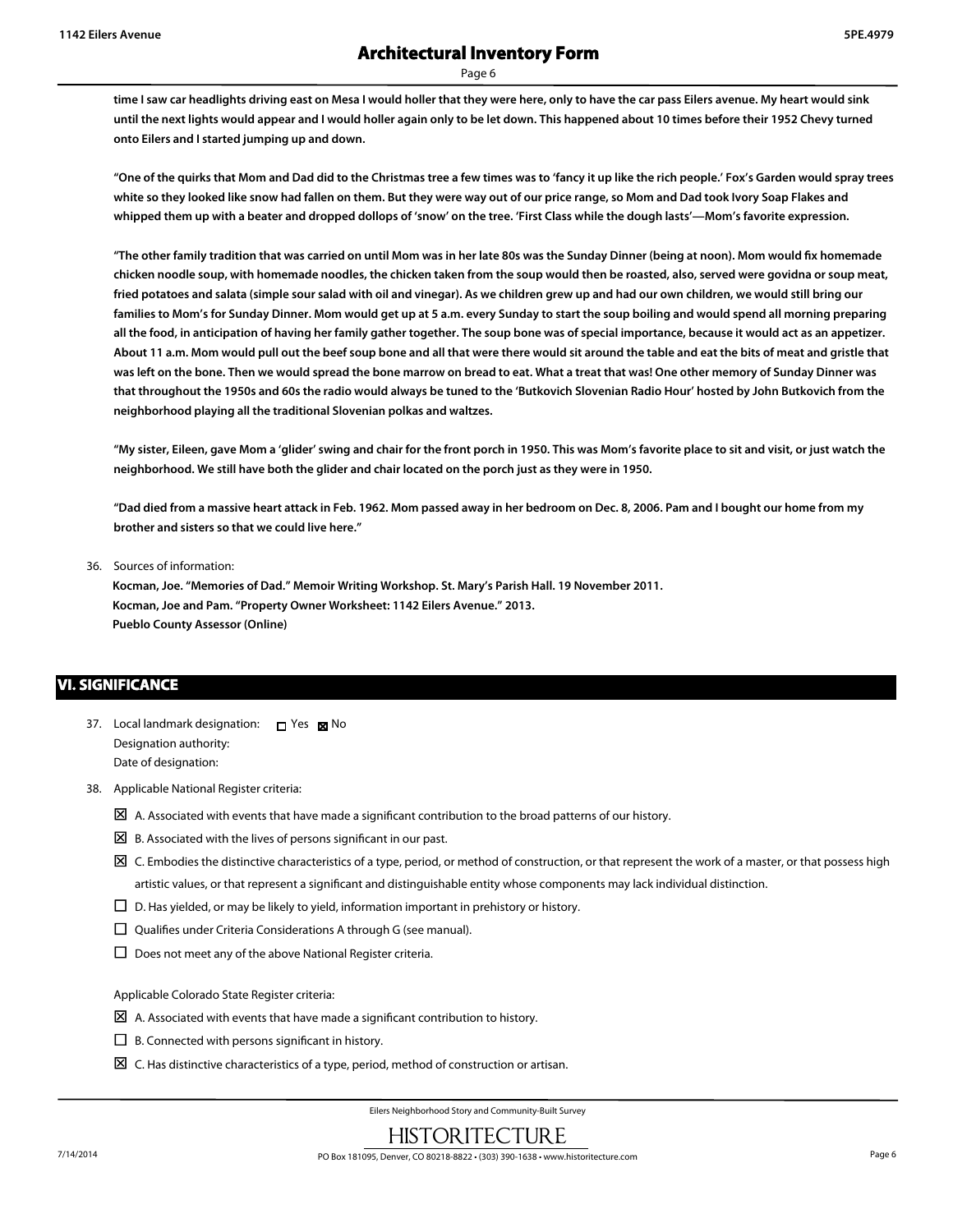**time I saw car headlights driving east on Mesa I would holler that they were here, only to have the car pass Eilers avenue. My heart would sink until the next lights would appear and I would holler again only to be let down. This happened about 10 times before their 1952 Chevy turned onto Eilers and I started jumping up and down.**

**"One of the quirks that Mom and Dad did to the Christmas tree a few times was to 'fancy it up like the rich people.' Fox's Garden would spray trees white so they looked like snow had fallen on them. But they were way out of our price range, so Mom and Dad took Ivory Soap Flakes and whipped them up with a beater and dropped dollops of 'snow' on the tree. 'First Class while the dough lasts'—Mom's favorite expression.**

**"The other family tradition that was carried on until Mom was in her late 80s was the Sunday Dinner (being at noon). Mom would fix homemade chicken noodle soup, with homemade noodles, the chicken taken from the soup would then be roasted, also, served were govidna or soup meat, fried potatoes and salata (simple sour salad with oil and vinegar). As we children grew up and had our own children, we would still bring our families to Mom's for Sunday Dinner. Mom would get up at 5 a.m. every Sunday to start the soup boiling and would spend all morning preparing all the food, in anticipation of having her family gather together. The soup bone was of special importance, because it would act as an appetizer. About 11 a.m. Mom would pull out the beef soup bone and all that were there would sit around the table and eat the bits of meat and gristle that was left on the bone. Then we would spread the bone marrow on bread to eat. What a treat that was! One other memory of Sunday Dinner was that throughout the 1950s and 60s the radio would always be tuned to the 'Butkovich Slovenian Radio Hour' hosted by John Butkovich from the neighborhood playing all the traditional Slovenian polkas and waltzes.**

**"My sister, Eileen, gave Mom a 'glider' swing and chair for the front porch in 1950. This was Mom's favorite place to sit and visit, or just watch the neighborhood. We still have both the glider and chair located on the porch just as they were in 1950.**

**"Dad died from a massive heart attack in Feb. 1962. Mom passed away in her bedroom on Dec. 8, 2006. Pam and I bought our home from my brother and sisters so that we could live here."**

36. Sources of information:

**Kocman, Joe. "Memories of Dad." Memoir Writing Workshop. St. Mary's Parish Hall. 19 November 2011.**
**Kocman, Joe and Pam. "Property Owner Worksheet: 1142 Eilers Avenue." 2013.**
**Pueblo County Assessor (Online)**

## VI. SIGNIFICANCE

37. Local landmark designation: ☐ Yes ☒ No
Designation authority:
Date of designation:

38. Applicable National Register criteria:

- ☒ A. Associated with events that have made a significant contribution to the broad patterns of our history.
- ☒ B. Associated with the lives of persons significant in our past.
- ☒ C. Embodies the distinctive characteristics of a type, period, or method of construction, or that represent the work of a master, or that possess high artistic values, or that represent a significant and distinguishable entity whose components may lack individual distinction.
- ☐ D. Has yielded, or may be likely to yield, information important in prehistory or history.
- ☐ Qualifies under Criteria Considerations A through G (see manual).
- ☐ Does not meet any of the above National Register criteria.

Applicable Colorado State Register criteria:

- ☒ A. Associated with events that have made a significant contribution to history.
- ☐ B. Connected with persons significant in history.
- ☒ C. Has distinctive characteristics of a type, period, method of construction or artisan.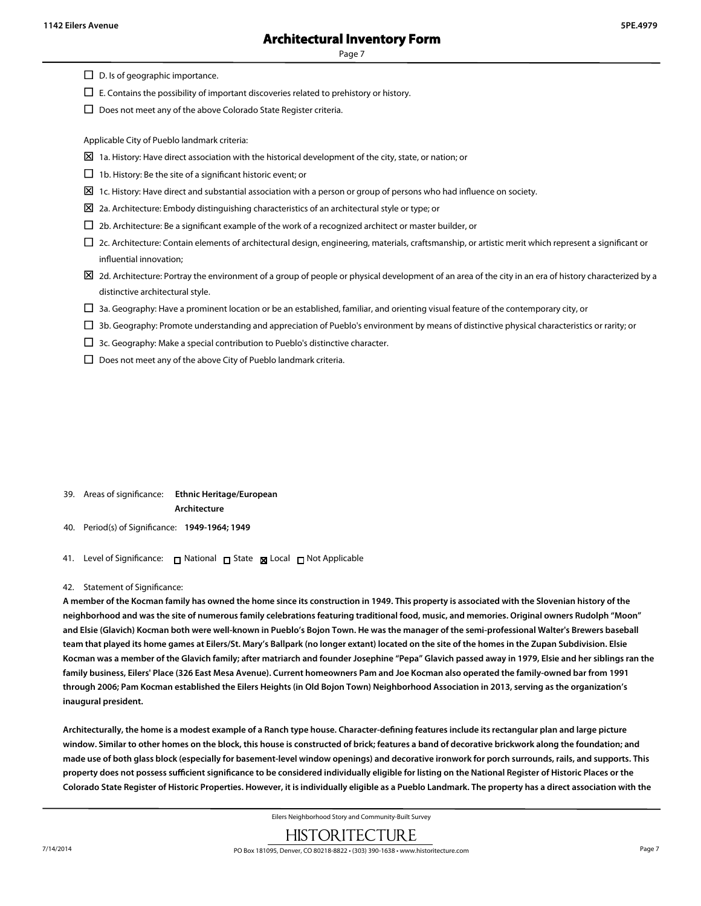- ☐ D. Is of geographic importance.
- ☐ E. Contains the possibility of important discoveries related to prehistory or history.
- ☐ Does not meet any of the above Colorado State Register criteria.

Applicable City of Pueblo landmark criteria:

- ☒ 1a. History: Have direct association with the historical development of the city, state, or nation; or
- ☐ 1b. History: Be the site of a significant historic event; or
- ☒ 1c. History: Have direct and substantial association with a person or group of persons who had influence on society.
- ☒ 2a. Architecture: Embody distinguishing characteristics of an architectural style or type; or
- ☐ 2b. Architecture: Be a significant example of the work of a recognized architect or master builder, or
- ☐ 2c. Architecture: Contain elements of architectural design, engineering, materials, craftsmanship, or artistic merit which represent a significant or influential innovation;
- ☒ 2d. Architecture: Portray the environment of a group of people or physical development of an area of the city in an era of history characterized by a distinctive architectural style.
- ☐ 3a. Geography: Have a prominent location or be an established, familiar, and orienting visual feature of the contemporary city, or
- ☐ 3b. Geography: Promote understanding and appreciation of Pueblo's environment by means of distinctive physical characteristics or rarity; or
- ☐ 3c. Geography: Make a special contribution to Pueblo's distinctive character.
- ☐ Does not meet any of the above City of Pueblo landmark criteria.

39. Areas of significance: **Ethnic Heritage/European**
**Architecture**

40. Period(s) of Significance: **1949-1964; 1949**

41. Level of Significance: ☐ National ☐ State ☒ Local ☐ Not Applicable

42. Statement of Significance:

**A member of the Kocman family has owned the home since its construction in 1949. This property is associated with the Slovenian history of the neighborhood and was the site of numerous family celebrations featuring traditional food, music, and memories. Original owners Rudolph "Moon" and Elsie (Glavich) Kocman both were well-known in Pueblo's Bojon Town. He was the manager of the semi-professional Walter's Brewers baseball team that played its home games at Eilers/St. Mary's Ballpark (no longer extant) located on the site of the homes in the Zupan Subdivision. Elsie Kocman was a member of the Glavich family; after matriarch and founder Josephine "Pepa" Glavich passed away in 1979, Elsie and her siblings ran the family business, Eilers' Place (326 East Mesa Avenue). Current homeowners Pam and Joe Kocman also operated the family-owned bar from 1991 through 2006; Pam Kocman established the Eilers Heights (in Old Bojon Town) Neighborhood Association in 2013, serving as the organization's inaugural president.**

**Architecturally, the home is a modest example of a Ranch type house. Character-defining features include its rectangular plan and large picture window. Similar to other homes on the block, this house is constructed of brick; features a band of decorative brickwork along the foundation; and made use of both glass block (especially for basement-level window openings) and decorative ironwork for porch surrounds, rails, and supports. This property does not possess sufficient significance to be considered individually eligible for listing on the National Register of Historic Places or the Colorado State Register of Historic Properties. However, it is individually eligible as a Pueblo Landmark. The property has a direct association with the**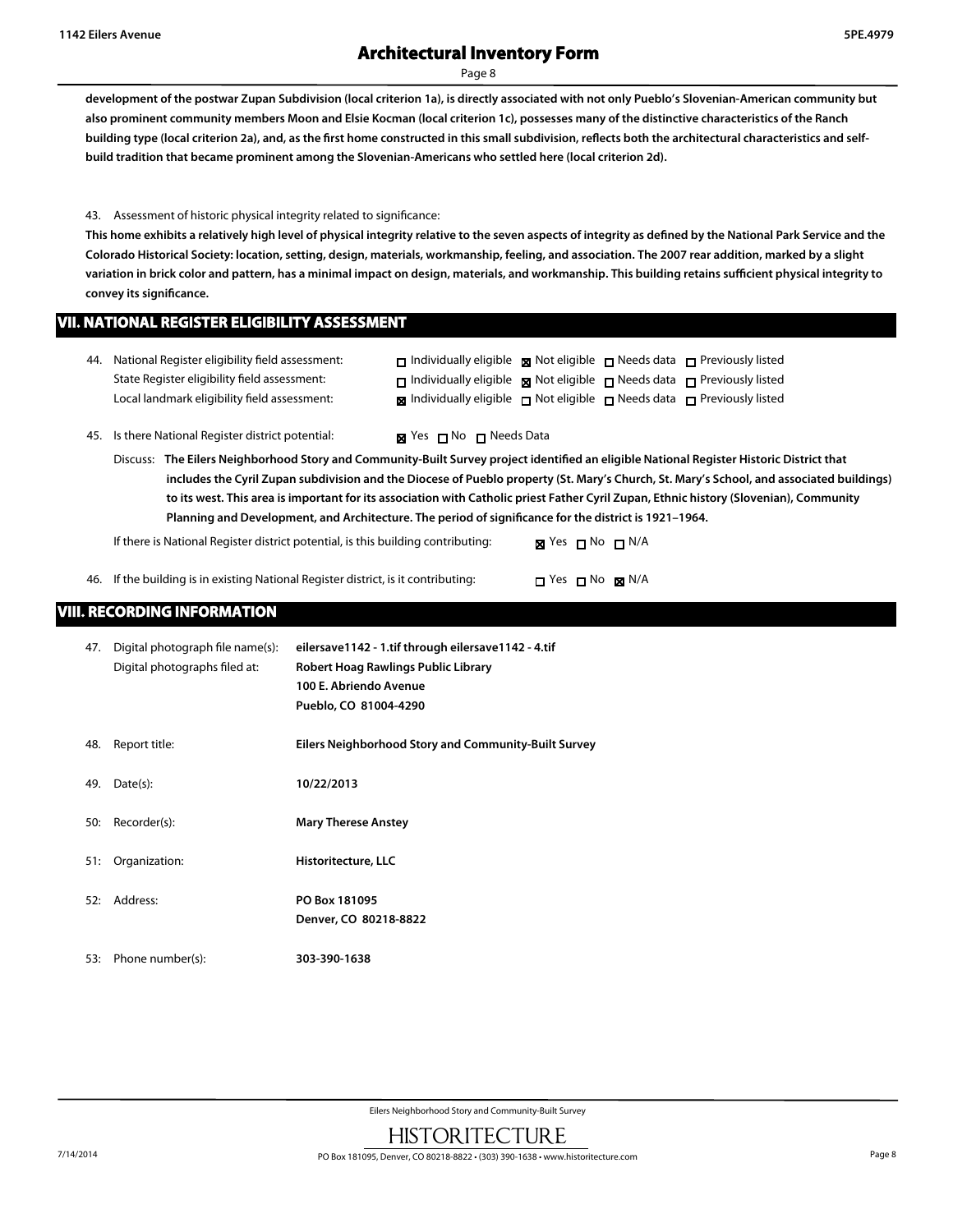**development of the postwar Zupan Subdivision (local criterion 1a), is directly associated with not only Pueblo's Slovenian-American community but also prominent community members Moon and Elsie Kocman (local criterion 1c), possesses many of the distinctive characteristics of the Ranch building type (local criterion 2a), and, as the first home constructed in this small subdivision, reflects both the architectural characteristics and self-build tradition that became prominent among the Slovenian-Americans who settled here (local criterion 2d).**

43. Assessment of historic physical integrity related to significance:

**This home exhibits a relatively high level of physical integrity relative to the seven aspects of integrity as defined by the National Park Service and the Colorado Historical Society: location, setting, design, materials, workmanship, feeling, and association. The 2007 rear addition, marked by a slight variation in brick color and pattern, has a minimal impact on design, materials, and workmanship. This building retains sufficient physical integrity to convey its significance.**

## VII. NATIONAL REGISTER ELIGIBILITY ASSESSMENT

44. National Register eligibility field assessment: ☐ Individually eligible ☒ Not eligible ☐ Needs data ☐ Previously listed
State Register eligibility field assessment: ☐ Individually eligible ☒ Not eligible ☐ Needs data ☐ Previously listed
Local landmark eligibility field assessment: ☒ Individually eligible ☐ Not eligible ☐ Needs data ☐ Previously listed

45. Is there National Register district potential: ☒ Yes ☐ No ☐ Needs Data

Discuss: **The Eilers Neighborhood Story and Community-Built Survey project identified an eligible National Register Historic District that includes the Cyril Zupan subdivision and the Diocese of Pueblo property (St. Mary's Church, St. Mary's School, and associated buildings) to its west. This area is important for its association with Catholic priest Father Cyril Zupan, Ethnic history (Slovenian), Community Planning and Development, and Architecture. The period of significance for the district is 1921–1964.**

If there is National Register district potential, is this building contributing: ☒ Yes ☐ No ☐ N/A

46. If the building is in existing National Register district, is it contributing: ☐ Yes ☐ No ☒ N/A

## VIII. RECORDING INFORMATION

47. Digital photograph file name(s): **eilersave1142 - 1.tif through eilersave1142 - 4.tif**
Digital photographs filed at: **Robert Hoag Rawlings Public Library**
**100 E. Abriendo Avenue**
**Pueblo, CO 81004-4290**

48. Report title: **Eilers Neighborhood Story and Community-Built Survey**

49. Date(s): **10/22/2013**

50: Recorder(s): **Mary Therese Anstey**

51: Organization: **Historitecture, LLC**

52: Address: **PO Box 181095**
**Denver, CO 80218-8822**

53: Phone number(s): **303-390-1638**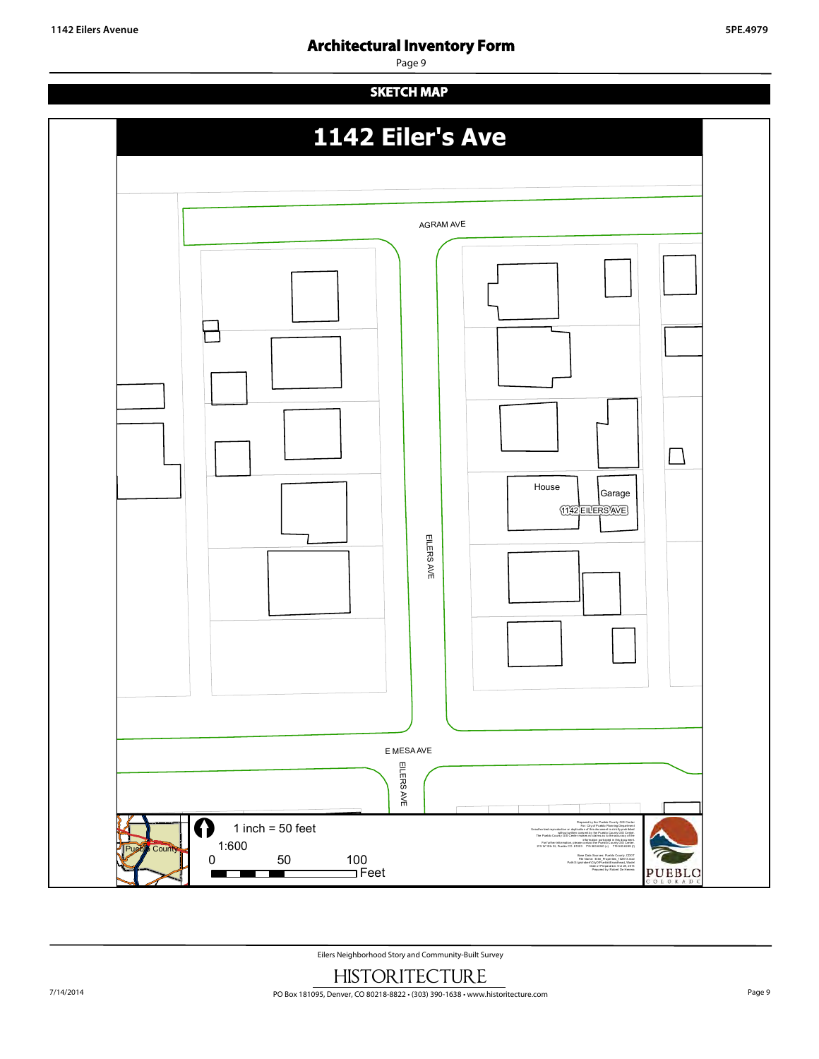## SKETCH MAP

# 1142 Eiler's Ave

AGRAM AVE

EILERS AVE

House

Garage

1142 EILERS AVE

E MESA AVE

EILERS AVE

Pueblo County

1 inch = 50 feet

1:600

0 50 100

Feet

Eilers Neighborhood Story and Community-Built Survey

HISTORITECTURE

PO Box 181095, Denver, CO 80218-8822 • (303) 390-1638 • www.historitecture.com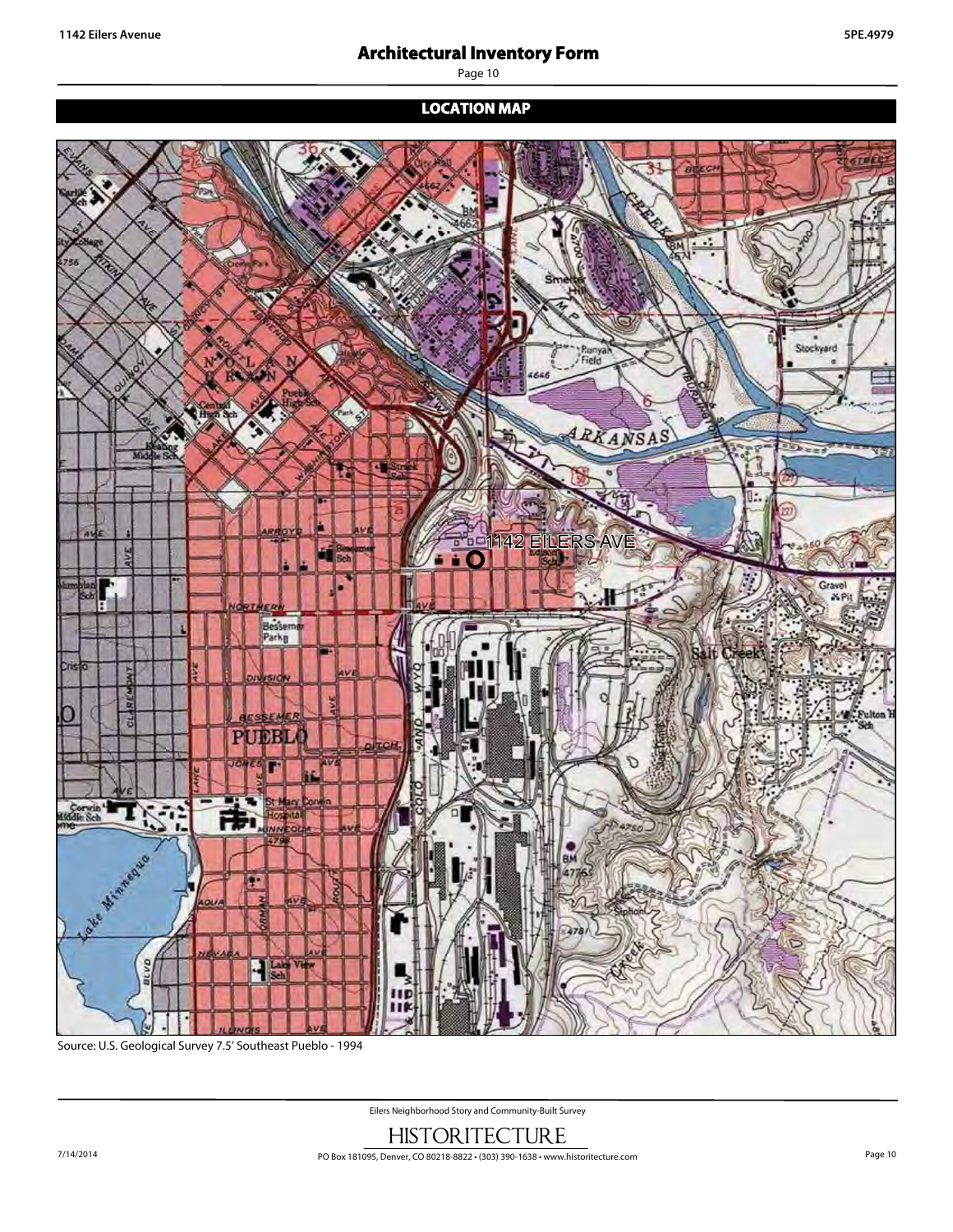## LOCATION MAP

1142 EILERS AVE

Source: U.S. Geological Survey 7.5' Southeast Pueblo - 1994